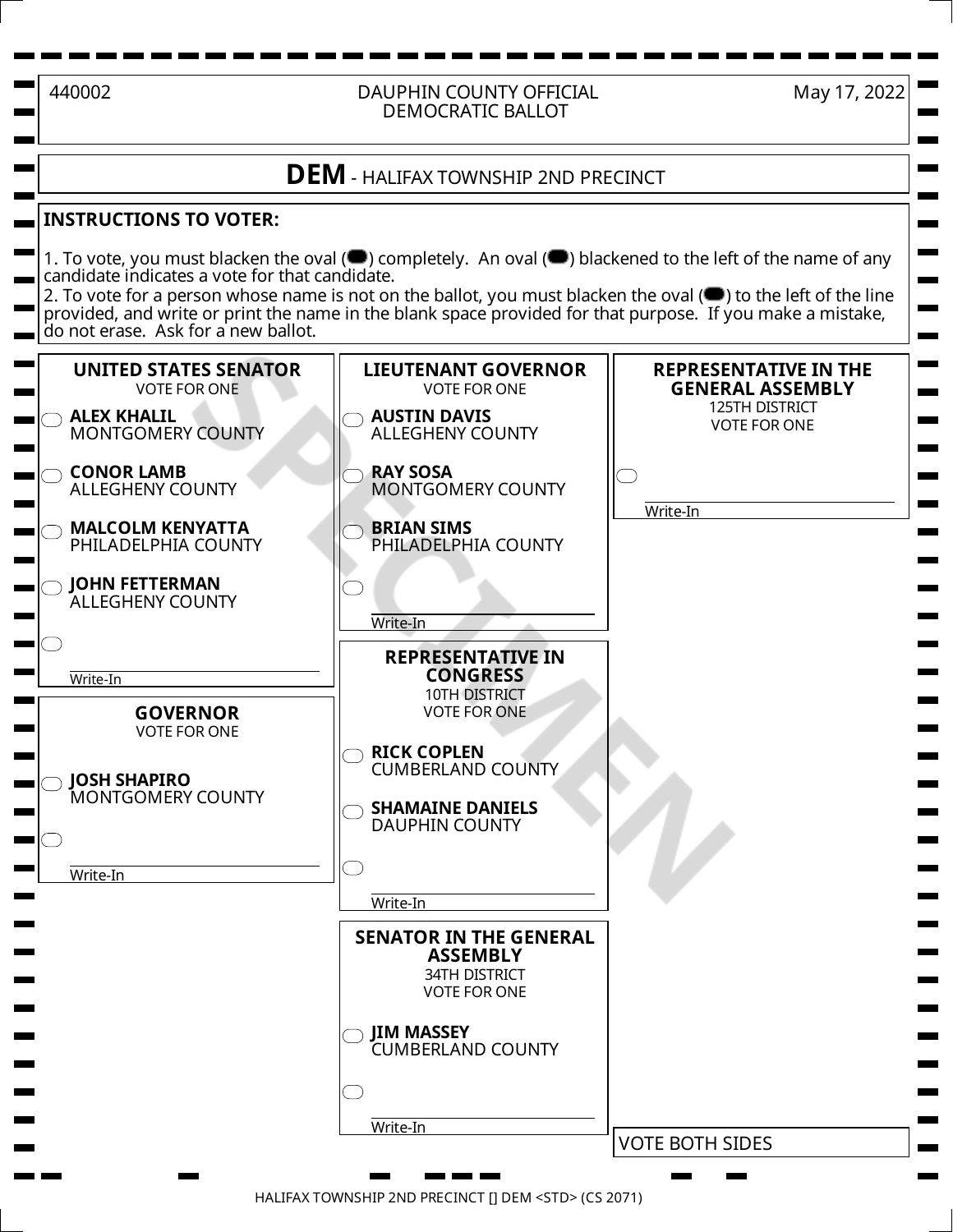440002 DAUPHIN COUNTY OFFICIAL DEMOCRATIC BALLOT May 17, 2022

# DEM - HALIFAX TOWNSHIP 2ND PRECINCT

**INSTRUCTIONS TO VOTER:**

1. To vote, you must blacken the oval (⬬) completely. An oval (⬬) blackened to the left of the name of any candidate indicates a vote for that candidate.
2. To vote for a person whose name is not on the ballot, you must blacken the oval (⬬) to the left of the line provided, and write or print the name in the blank space provided for that purpose. If you make a mistake, do not erase. Ask for a new ballot.

## UNITED STATES SENATOR
VOTE FOR ONE

- ⬭ **ALEX KHALIL** MONTGOMERY COUNTY
- ⬭ **CONOR LAMB** ALLEGHENY COUNTY
- ⬭ **MALCOLM KENYATTA** PHILADELPHIA COUNTY
- ⬭ **JOHN FETTERMAN** ALLEGHENY COUNTY
- ⬭ ______________ Write-In

## GOVERNOR
VOTE FOR ONE

- ⬭ **JOSH SHAPIRO** MONTGOMERY COUNTY
- ⬭ ______________ Write-In

## LIEUTENANT GOVERNOR
VOTE FOR ONE

- ⬭ **AUSTIN DAVIS** ALLEGHENY COUNTY
- ⬭ **RAY SOSA** MONTGOMERY COUNTY
- ⬭ **BRIAN SIMS** PHILADELPHIA COUNTY
- ⬭ ______________ Write-In

## REPRESENTATIVE IN CONGRESS
10TH DISTRICT
VOTE FOR ONE

- ⬭ **RICK COPLEN** CUMBERLAND COUNTY
- ⬭ **SHAMAINE DANIELS** DAUPHIN COUNTY
- ⬭ ______________ Write-In

## SENATOR IN THE GENERAL ASSEMBLY
34TH DISTRICT
VOTE FOR ONE

- ⬭ **JIM MASSEY** CUMBERLAND COUNTY
- ⬭ ______________ Write-In

## REPRESENTATIVE IN THE GENERAL ASSEMBLY
125TH DISTRICT
VOTE FOR ONE

- ⬭ ______________ Write-In

VOTE BOTH SIDES

HALIFAX TOWNSHIP 2ND PRECINCT [] DEM <STD> (CS 2071)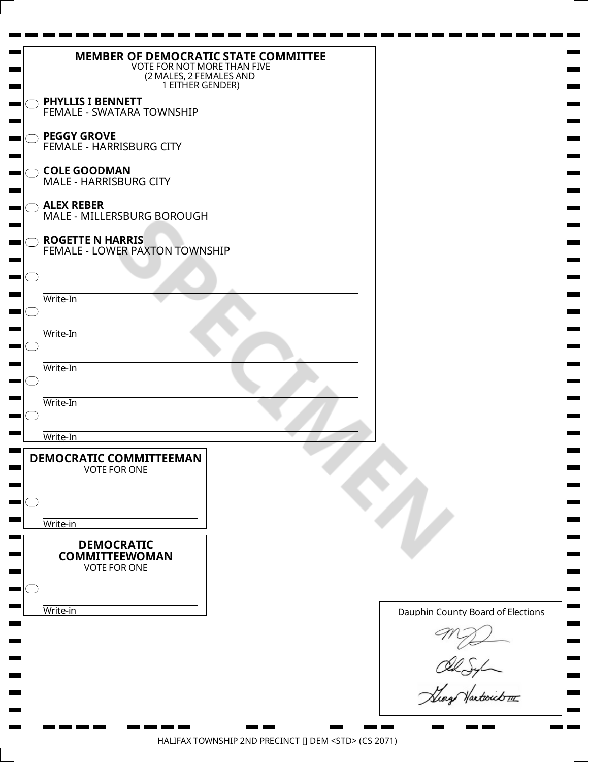## MEMBER OF DEMOCRATIC STATE COMMITTEE

VOTE FOR NOT MORE THAN FIVE
(2 MALES, 2 FEMALES AND
1 EITHER GENDER)

- **PHYLLIS I BENNETT**
  FEMALE - SWATARA TOWNSHIP
- **PEGGY GROVE**
  FEMALE - HARRISBURG CITY
- **COLE GOODMAN**
  MALE - HARRISBURG CITY
- **ALEX REBER**
  MALE - MILLERSBURG BOROUGH
- **ROGETTE N HARRIS**
  FEMALE - LOWER PAXTON TOWNSHIP
- Write-In
- Write-In
- Write-In
- Write-In
- Write-In

## DEMOCRATIC COMMITTEEMAN

VOTE FOR ONE

- Write-in

## DEMOCRATIC COMMITTEEWOMAN

VOTE FOR ONE

- Write-in

Dauphin County Board of Elections

SPECIMEN

HALIFAX TOWNSHIP 2ND PRECINCT [] DEM <STD> (CS 2071)